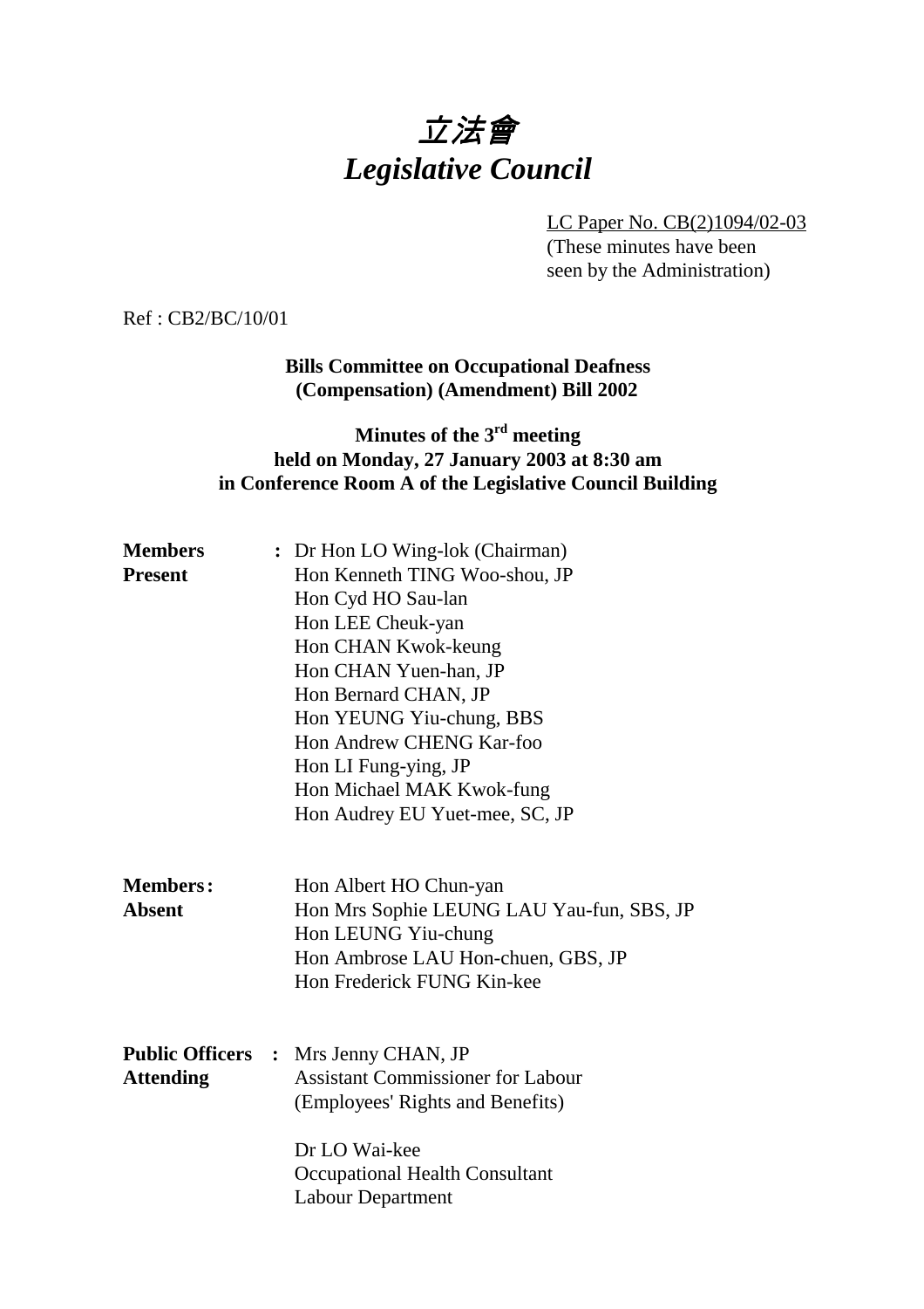# 立法會
# *Legislative Council*

LC Paper No. CB(2)1094/02-03
(These minutes have been seen by the Administration)

Ref : CB2/BC/10/01

**Bills Committee on Occupational Deafness (Compensation) (Amendment) Bill 2002**

**Minutes of the 3rd meeting held on Monday, 27 January 2003 at 8:30 am in Conference Room A of the Legislative Council Building**

**Members Present** : Dr Hon LO Wing-lok (Chairman)
Hon Kenneth TING Woo-shou, JP
Hon Cyd HO Sau-lan
Hon LEE Cheuk-yan
Hon CHAN Kwok-keung
Hon CHAN Yuen-han, JP
Hon Bernard CHAN, JP
Hon YEUNG Yiu-chung, BBS
Hon Andrew CHENG Kar-foo
Hon LI Fung-ying, JP
Hon Michael MAK Kwok-fung
Hon Audrey EU Yuet-mee, SC, JP

**Members Absent** : Hon Albert HO Chun-yan
Hon Mrs Sophie LEUNG LAU Yau-fun, SBS, JP
Hon LEUNG Yiu-chung
Hon Ambrose LAU Hon-chuen, GBS, JP
Hon Frederick FUNG Kin-kee

**Public Officers Attending** : Mrs Jenny CHAN, JP
Assistant Commissioner for Labour
(Employees' Rights and Benefits)

Dr LO Wai-kee
Occupational Health Consultant
Labour Department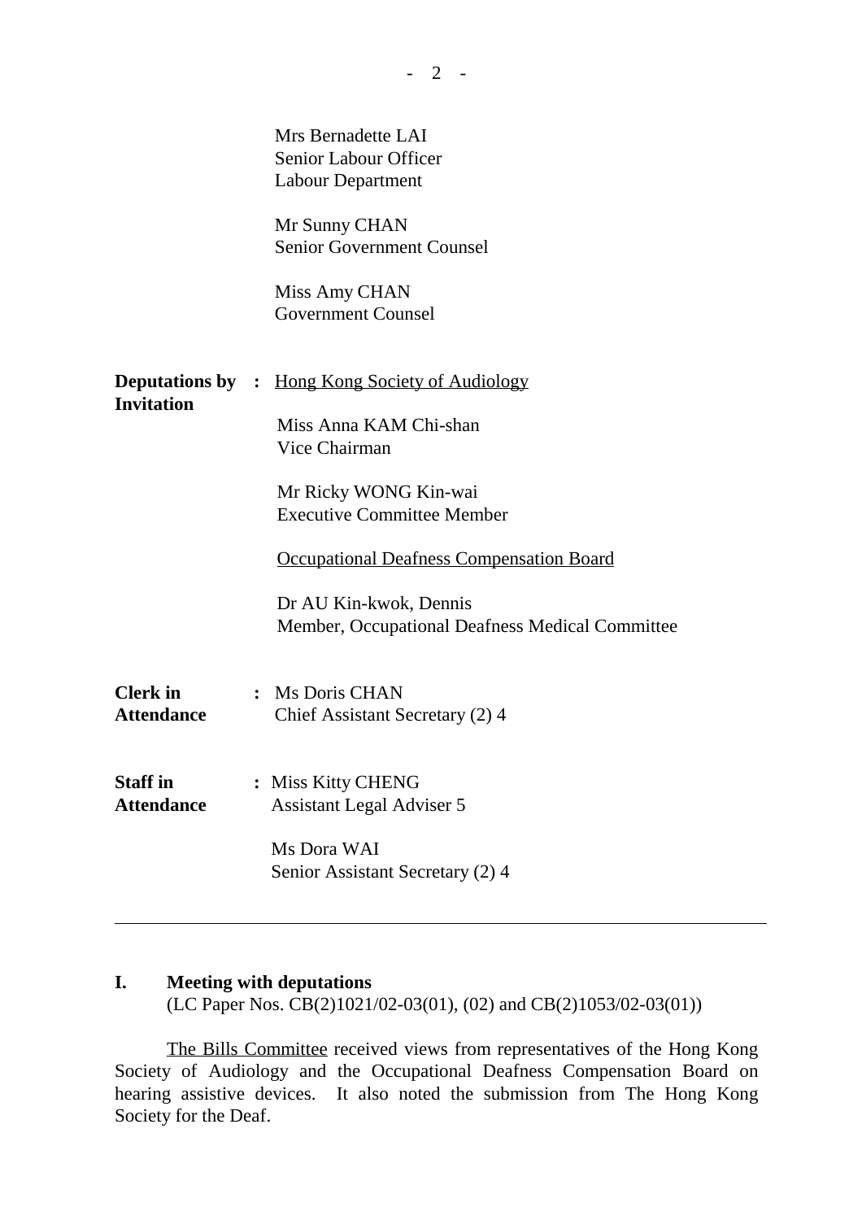Mrs Bernadette LAI
Senior Labour Officer
Labour Department

Mr Sunny CHAN
Senior Government Counsel

Miss Amy CHAN
Government Counsel

**Deputations by Invitation** : Hong Kong Society of Audiology

Miss Anna KAM Chi-shan
Vice Chairman

Mr Ricky WONG Kin-wai
Executive Committee Member

Occupational Deafness Compensation Board

Dr AU Kin-kwok, Dennis
Member, Occupational Deafness Medical Committee

**Clerk in Attendance** : Ms Doris CHAN
Chief Assistant Secretary (2) 4

**Staff in Attendance** : Miss Kitty CHENG
Assistant Legal Adviser 5

Ms Dora WAI
Senior Assistant Secretary (2) 4

---

## I. Meeting with deputations

(LC Paper Nos. CB(2)1021/02-03(01), (02) and CB(2)1053/02-03(01))

The Bills Committee received views from representatives of the Hong Kong Society of Audiology and the Occupational Deafness Compensation Board on hearing assistive devices. It also noted the submission from The Hong Kong Society for the Deaf.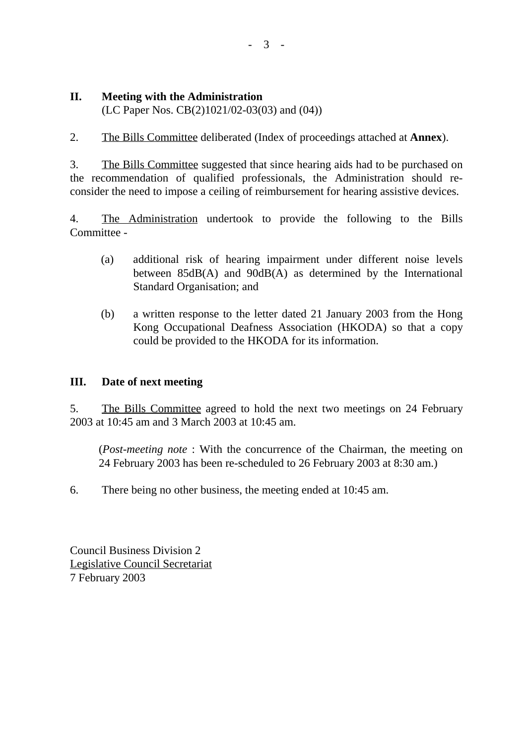## II. Meeting with the Administration

(LC Paper Nos. CB(2)1021/02-03(03) and (04))

2. The Bills Committee deliberated (Index of proceedings attached at **Annex**).

3. The Bills Committee suggested that since hearing aids had to be purchased on the recommendation of qualified professionals, the Administration should re-consider the need to impose a ceiling of reimbursement for hearing assistive devices.

4. The Administration undertook to provide the following to the Bills Committee -

(a) additional risk of hearing impairment under different noise levels between 85dB(A) and 90dB(A) as determined by the International Standard Organisation; and

(b) a written response to the letter dated 21 January 2003 from the Hong Kong Occupational Deafness Association (HKODA) so that a copy could be provided to the HKODA for its information.

## III. Date of next meeting

5. The Bills Committee agreed to hold the next two meetings on 24 February 2003 at 10:45 am and 3 March 2003 at 10:45 am.

(*Post-meeting note* : With the concurrence of the Chairman, the meeting on 24 February 2003 has been re-scheduled to 26 February 2003 at 8:30 am.)

6. There being no other business, the meeting ended at 10:45 am.

Council Business Division 2
Legislative Council Secretariat
7 February 2003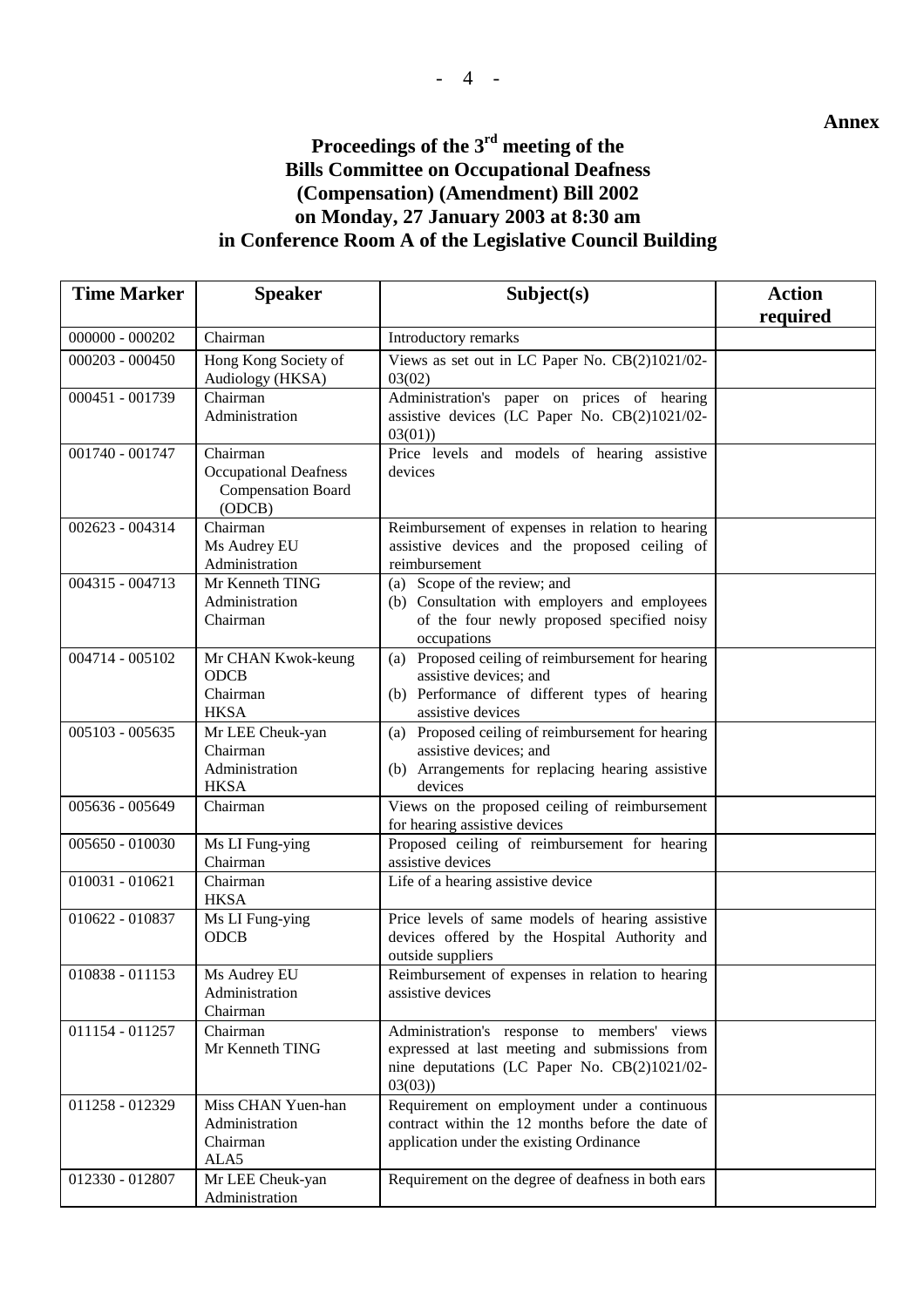**Annex**

# Proceedings of the 3rd meeting of the Bills Committee on Occupational Deafness (Compensation) (Amendment) Bill 2002 on Monday, 27 January 2003 at 8:30 am in Conference Room A of the Legislative Council Building

| Time Marker | Speaker | Subject(s) | Action required |
|---|---|---|---|
| 000000 - 000202 | Chairman | Introductory remarks | |
| 000203 - 000450 | Hong Kong Society of Audiology (HKSA) | Views as set out in LC Paper No. CB(2)1021/02-03(02) | |
| 000451 - 001739 | Chairman<br>Administration | Administration's paper on prices of hearing assistive devices (LC Paper No. CB(2)1021/02-03(01)) | |
| 001740 - 001747 | Chairman<br>Occupational Deafness Compensation Board (ODCB) | Price levels and models of hearing assistive devices | |
| 002623 - 004314 | Chairman<br>Ms Audrey EU<br>Administration | Reimbursement of expenses in relation to hearing assistive devices and the proposed ceiling of reimbursement | |
| 004315 - 004713 | Mr Kenneth TING<br>Administration<br>Chairman | (a) Scope of the review; and<br>(b) Consultation with employers and employees of the four newly proposed specified noisy occupations | |
| 004714 - 005102 | Mr CHAN Kwok-keung<br>ODCB<br>Chairman<br>HKSA | (a) Proposed ceiling of reimbursement for hearing assistive devices; and<br>(b) Performance of different types of hearing assistive devices | |
| 005103 - 005635 | Mr LEE Cheuk-yan<br>Chairman<br>Administration<br>HKSA | (a) Proposed ceiling of reimbursement for hearing assistive devices; and<br>(b) Arrangements for replacing hearing assistive devices | |
| 005636 - 005649 | Chairman | Views on the proposed ceiling of reimbursement for hearing assistive devices | |
| 005650 - 010030 | Ms LI Fung-ying<br>Chairman | Proposed ceiling of reimbursement for hearing assistive devices | |
| 010031 - 010621 | Chairman<br>HKSA | Life of a hearing assistive device | |
| 010622 - 010837 | Ms LI Fung-ying<br>ODCB | Price levels of same models of hearing assistive devices offered by the Hospital Authority and outside suppliers | |
| 010838 - 011153 | Ms Audrey EU<br>Administration<br>Chairman | Reimbursement of expenses in relation to hearing assistive devices | |
| 011154 - 011257 | Chairman<br>Mr Kenneth TING | Administration's response to members' views expressed at last meeting and submissions from nine deputations (LC Paper No. CB(2)1021/02-03(03)) | |
| 011258 - 012329 | Miss CHAN Yuen-han<br>Administration<br>Chairman<br>ALA5 | Requirement on employment under a continuous contract within the 12 months before the date of application under the existing Ordinance | |
| 012330 - 012807 | Mr LEE Cheuk-yan<br>Administration | Requirement on the degree of deafness in both ears | |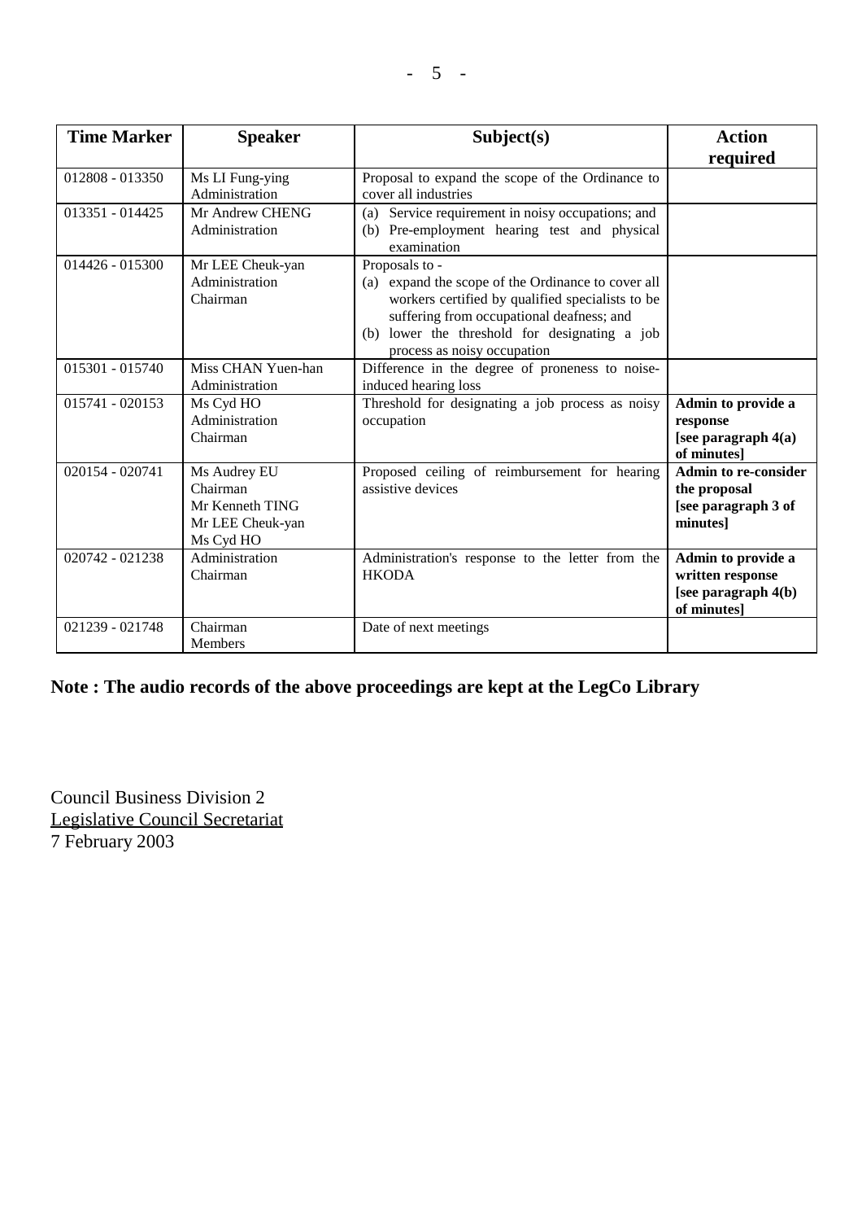| Time Marker | Speaker | Subject(s) | Action required |
|---|---|---|---|
| 012808 - 013350 | Ms LI Fung-ying<br>Administration | Proposal to expand the scope of the Ordinance to cover all industries | |
| 013351 - 014425 | Mr Andrew CHENG<br>Administration | (a) Service requirement in noisy occupations; and<br>(b) Pre-employment hearing test and physical examination | |
| 014426 - 015300 | Mr LEE Cheuk-yan<br>Administration<br>Chairman | Proposals to -<br>(a) expand the scope of the Ordinance to cover all workers certified by qualified specialists to be suffering from occupational deafness; and<br>(b) lower the threshold for designating a job process as noisy occupation | |
| 015301 - 015740 | Miss CHAN Yuen-han<br>Administration | Difference in the degree of proneness to noise-induced hearing loss | |
| 015741 - 020153 | Ms Cyd HO<br>Administration<br>Chairman | Threshold for designating a job process as noisy occupation | **Admin to provide a response [see paragraph 4(a) of minutes]** |
| 020154 - 020741 | Ms Audrey EU<br>Chairman<br>Mr Kenneth TING<br>Mr LEE Cheuk-yan<br>Ms Cyd HO | Proposed ceiling of reimbursement for hearing assistive devices | **Admin to re-consider the proposal [see paragraph 3 of minutes]** |
| 020742 - 021238 | Administration<br>Chairman | Administration's response to the letter from the HKODA | **Admin to provide a written response [see paragraph 4(b) of minutes]** |
| 021239 - 021748 | Chairman<br>Members | Date of next meetings | |

**Note : The audio records of the above proceedings are kept at the LegCo Library**

Council Business Division 2
Legislative Council Secretariat
7 February 2003